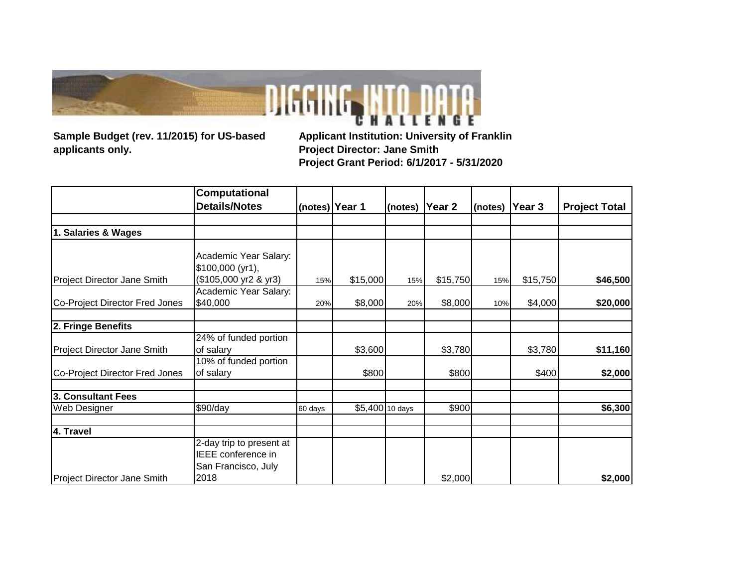Sample Budget (rev. 11/2015) for US-based applicants only.

**Applicant Institution: University of Franklin**
**Project Director: Jane Smith**
**Project Grant Period: 6/1/2017 - 5/31/2020**

| | Computational Details/Notes | (notes) | Year 1 | (notes) | Year 2 | (notes) | Year 3 | Project Total |
|---|---|---|---|---|---|---|---|---|
| | | | | | | | | |
| **1. Salaries & Wages** | | | | | | | | |
| Project Director Jane Smith | Academic Year Salary: $100,000 (yr1), ($105,000 yr2 & yr3) | 15% | $15,000 | 15% | $15,750 | 15% | $15,750 | **$46,500** |
| Co-Project Director Fred Jones | Academic Year Salary: $40,000 | 20% | $8,000 | 20% | $8,000 | 10% | $4,000 | **$20,000** |
| | | | | | | | | |
| **2. Fringe Benefits** | | | | | | | | |
| Project Director Jane Smith | 24% of funded portion of salary | | $3,600 | | $3,780 | | $3,780 | **$11,160** |
| Co-Project Director Fred Jones | 10% of funded portion of salary | | $800 | | $800 | | $400 | **$2,000** |
| | | | | | | | | |
| **3. Consultant Fees** | | | | | | | | |
| Web Designer | $90/day | 60 days | $5,400 | 10 days | $900 | | | **$6,300** |
| | | | | | | | | |
| **4. Travel** | | | | | | | | |
| Project Director Jane Smith | 2-day trip to present at IEEE conference in San Francisco, July 2018 | | | | $2,000 | | | **$2,000** |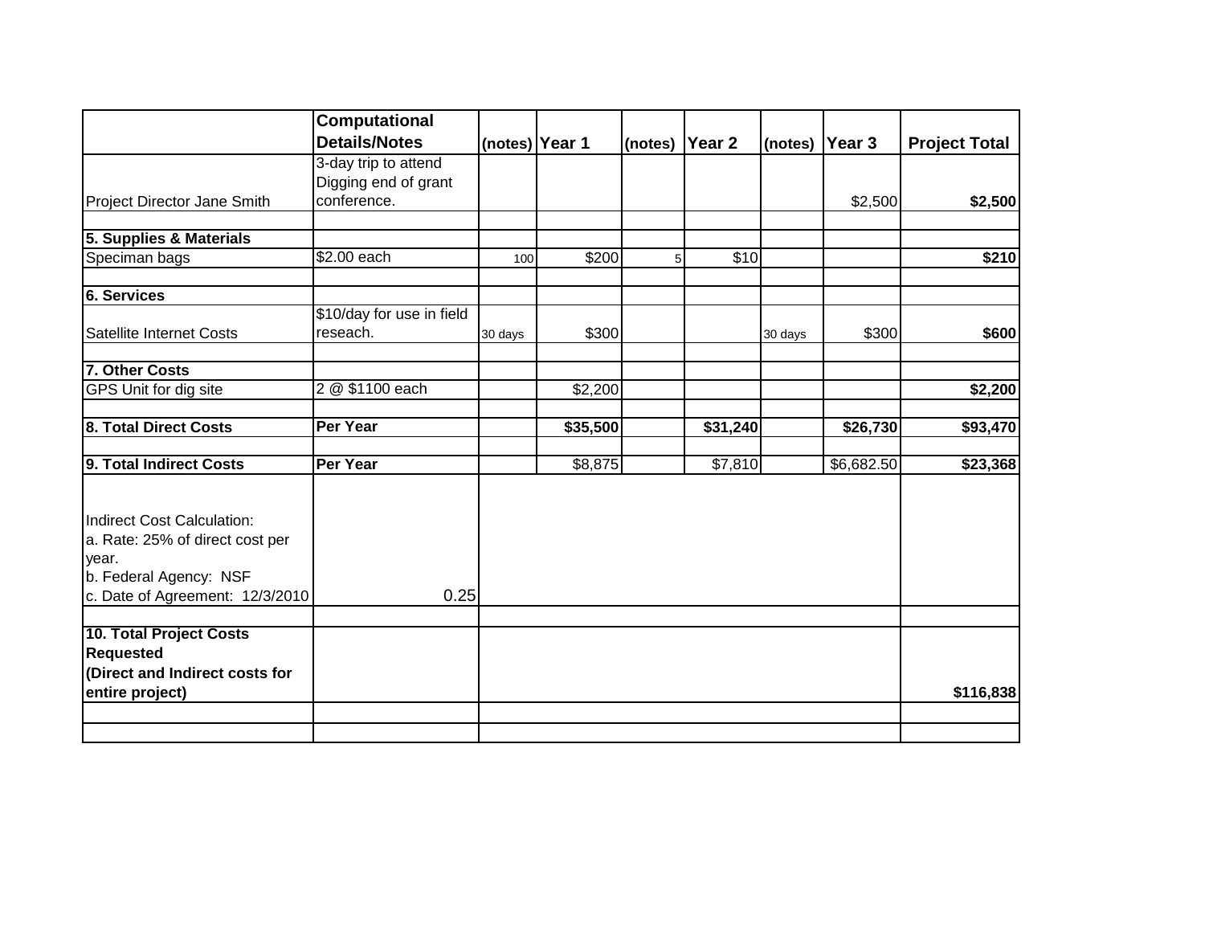| | Computational Details/Notes | (notes) | Year 1 | (notes) | Year 2 | (notes) | Year 3 | Project Total |
|---|---|---|---|---|---|---|---|---|
| Project Director Jane Smith | 3-day trip to attend Digging end of grant conference. | | | | | | $2,500 | **$2,500** |
| | | | | | | | | |
| **5. Supplies & Materials** | | | | | | | | |
| Speciman bags | $2.00 each | 100 | $200 | 5 | $10 | | | **$210** |
| | | | | | | | | |
| **6. Services** | | | | | | | | |
| Satellite Internet Costs | $10/day for use in field reseach. | 30 days | $300 | | | 30 days | $300 | **$600** |
| | | | | | | | | |
| **7. Other Costs** | | | | | | | | |
| GPS Unit for dig site | 2 @ $1100 each | | $2,200 | | | | | **$2,200** |
| | | | | | | | | |
| **8. Total Direct Costs** | **Per Year** | | **$35,500** | | **$31,240** | | **$26,730** | **$93,470** |
| | | | | | | | | |
| **9. Total Indirect Costs** | **Per Year** | | $8,875 | | $7,810 | | $6,682.50 | **$23,368** |
| Indirect Cost Calculation:<br>a. Rate: 25% of direct cost per year.<br>b. Federal Agency: NSF<br>c. Date of Agreement: 12/3/2010 | 0.25 | | | | | | | |
| | | | | | | | | |
| **10. Total Project Costs Requested (Direct and Indirect costs for entire project)** | | | | | | | | **$116,838** |
| | | | | | | | | |
| | | | | | | | | |